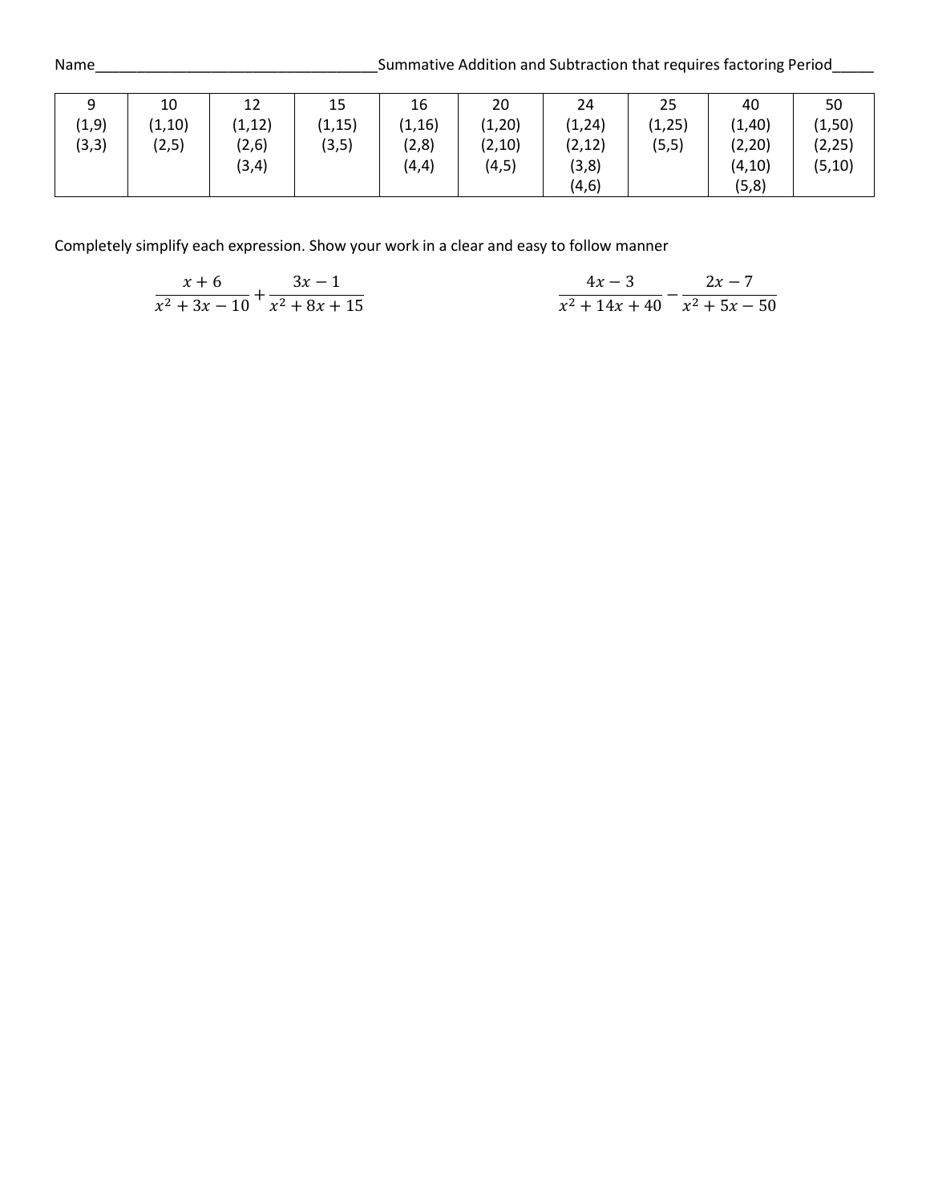Name___________________________________Summative Addition and Subtraction that requires factoring Period_____

| 9 | 10 | 12 | 15 | 16 | 20 | 24 | 25 | 40 | 50 |
|---|---|---|---|---|---|---|---|---|---|
| (1,9) | (1,10) | (1,12) | (1,15) | (1,16) | (1,20) | (1,24) | (1,25) | (1,40) | (1,50) |
| (3,3) | (2,5) | (2,6) | (3,5) | (2,8) | (2,10) | (2,12) | (5,5) | (2,20) | (2,25) |
| | | (3,4) | | (4,4) | (4,5) | (3,8) | | (4,10) | (5,10) |
| | | | | | | (4,6) | | (5,8) | |

Completely simplify each expression. Show your work in a clear and easy to follow manner

$$\frac{x+6}{x^2+3x-10}+\frac{3x-1}{x^2+8x+15}$$

$$\frac{4x-3}{x^2+14x+40}-\frac{2x-7}{x^2+5x-50}$$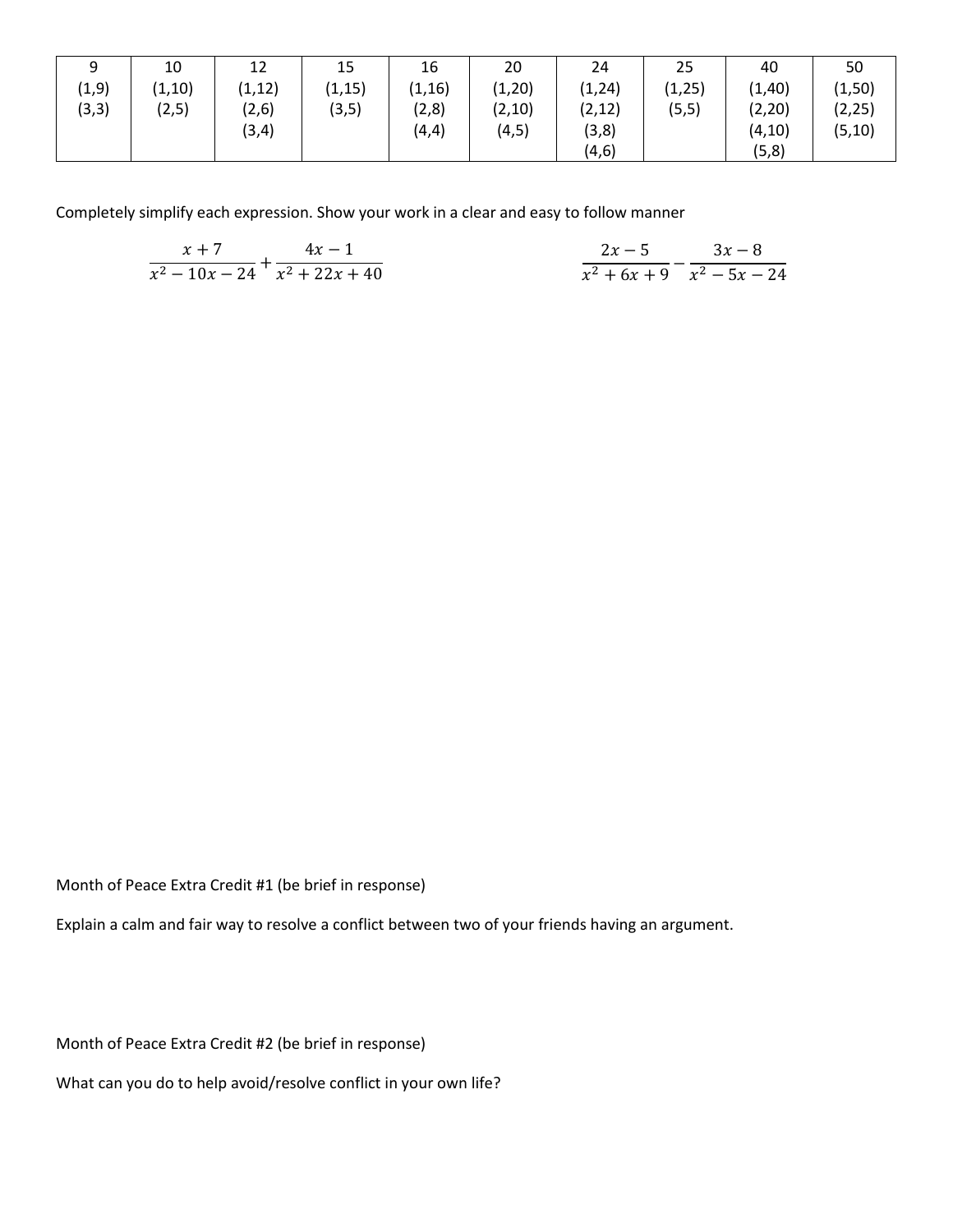| 9 | 10 | 12 | 15 | 16 | 20 | 24 | 25 | 40 | 50 |
|---|---|---|---|---|---|---|---|---|---|
| (1,9) | (1,10) | (1,12) | (1,15) | (1,16) | (1,20) | (1,24) | (1,25) | (1,40) | (1,50) |
| (3,3) | (2,5) | (2,6) | (3,5) | (2,8) | (2,10) | (2,12) | (5,5) | (2,20) | (2,25) |
| | | (3,4) | | (4,4) | (4,5) | (3,8) | | (4,10) | (5,10) |
| | | | | | | (4,6) | | (5,8) | |

Completely simplify each expression. Show your work in a clear and easy to follow manner

$$\frac{x+7}{x^2-10x-24}+\frac{4x-1}{x^2+22x+40}$$

$$\frac{2x-5}{x^2+6x+9}-\frac{3x-8}{x^2-5x-24}$$

Month of Peace Extra Credit #1 (be brief in response)

Explain a calm and fair way to resolve a conflict between two of your friends having an argument.

Month of Peace Extra Credit #2 (be brief in response)

What can you do to help avoid/resolve conflict in your own life?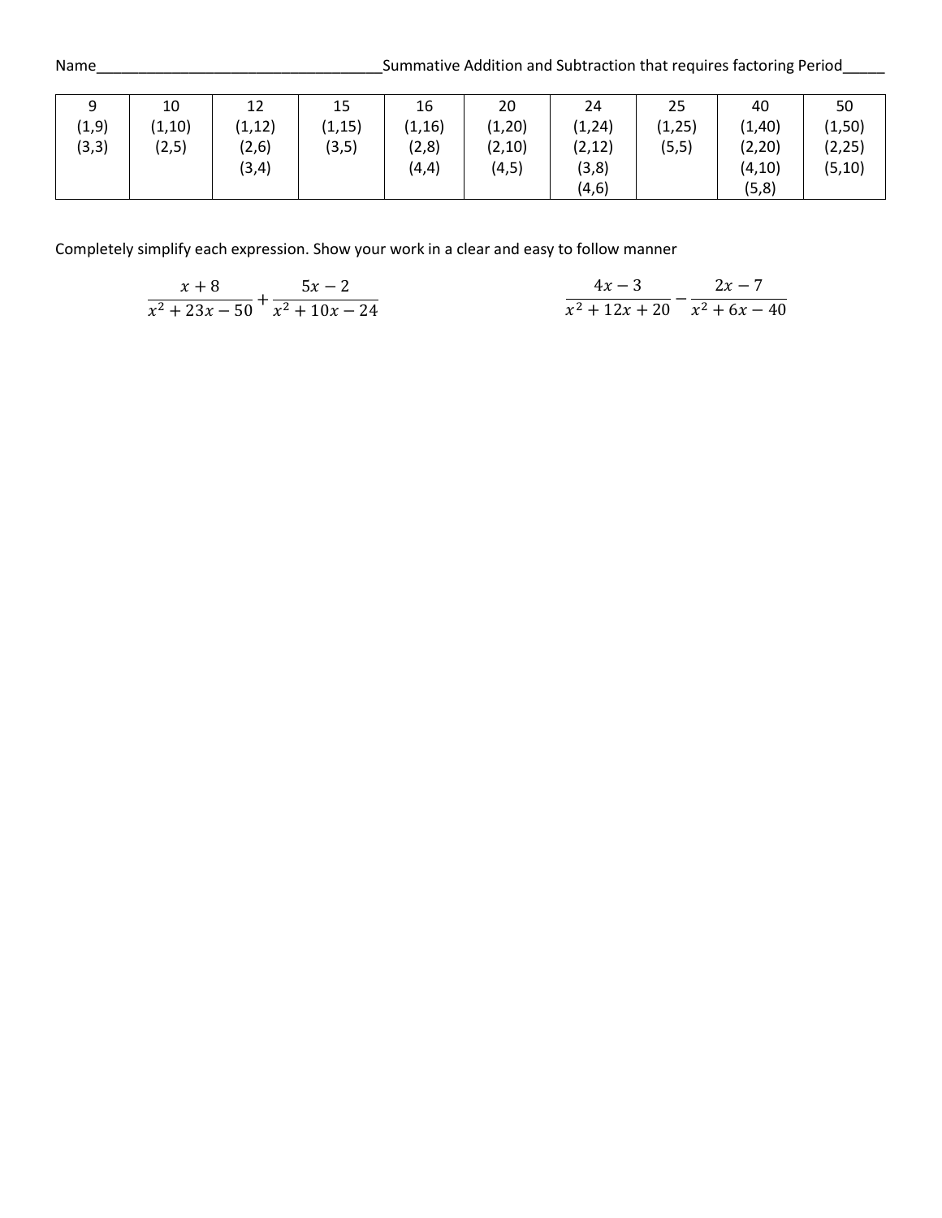Name___________________________________Summative Addition and Subtraction that requires factoring Period_____

| 9 | 10 | 12 | 15 | 16 | 20 | 24 | 25 | 40 | 50 |
|---|---|---|---|---|---|---|---|---|---|
| (1,9) | (1,10) | (1,12) | (1,15) | (1,16) | (1,20) | (1,24) | (1,25) | (1,40) | (1,50) |
| (3,3) | (2,5) | (2,6) | (3,5) | (2,8) | (2,10) | (2,12) | (5,5) | (2,20) | (2,25) |
| | | (3,4) | | (4,4) | (4,5) | (3,8) | | (4,10) | (5,10) |
| | | | | | | (4,6) | | (5,8) | |

Completely simplify each expression. Show your work in a clear and easy to follow manner

$$\frac{x+8}{x^2+23x-50}+\frac{5x-2}{x^2+10x-24}$$

$$\frac{4x-3}{x^2+12x+20}-\frac{2x-7}{x^2+6x-40}$$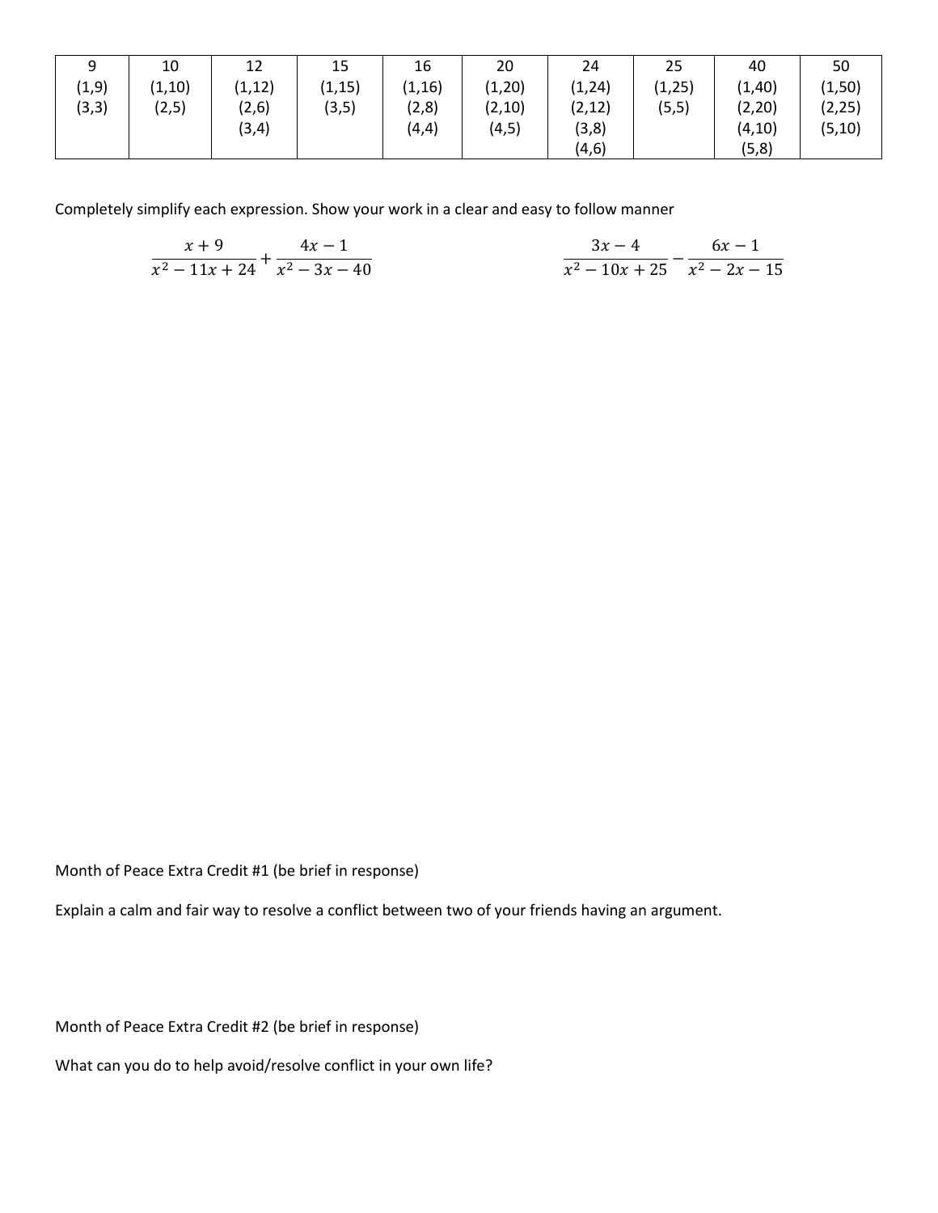| 9 | 10 | 12 | 15 | 16 | 20 | 24 | 25 | 40 | 50 |
|---|---|---|---|---|---|---|---|---|---|
| (1,9) | (1,10) | (1,12) | (1,15) | (1,16) | (1,20) | (1,24) | (1,25) | (1,40) | (1,50) |
| (3,3) | (2,5) | (2,6) | (3,5) | (2,8) | (2,10) | (2,12) | (5,5) | (2,20) | (2,25) |
| | | (3,4) | | (4,4) | (4,5) | (3,8) | | (4,10) | (5,10) |
| | | | | | | (4,6) | | (5,8) | |

Completely simplify each expression. Show your work in a clear and easy to follow manner

$$\frac{x+9}{x^2-11x+24}+\frac{4x-1}{x^2-3x-40}$$

$$\frac{3x-4}{x^2-10x+25}-\frac{6x-1}{x^2-2x-15}$$

Month of Peace Extra Credit #1 (be brief in response)

Explain a calm and fair way to resolve a conflict between two of your friends having an argument.

Month of Peace Extra Credit #2 (be brief in response)

What can you do to help avoid/resolve conflict in your own life?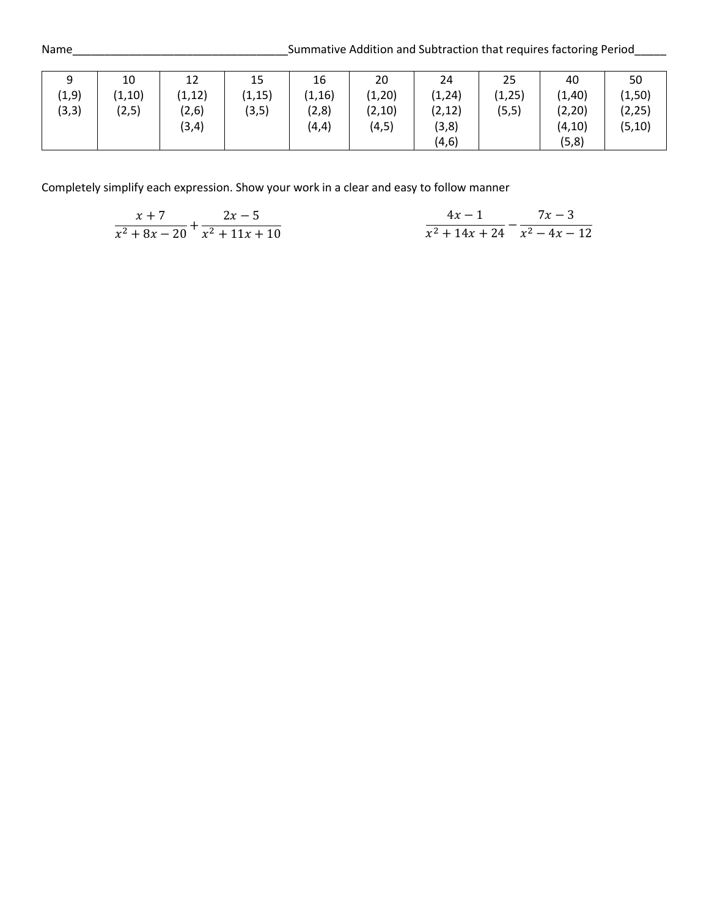Name___________________________________Summative Addition and Subtraction that requires factoring Period_____

| 9 | 10 | 12 | 15 | 16 | 20 | 24 | 25 | 40 | 50 |
|---|---|---|---|---|---|---|---|---|---|
| (1,9) | (1,10) | (1,12) | (1,15) | (1,16) | (1,20) | (1,24) | (1,25) | (1,40) | (1,50) |
| (3,3) | (2,5) | (2,6) | (3,5) | (2,8) | (2,10) | (2,12) | (5,5) | (2,20) | (2,25) |
| | | (3,4) | | (4,4) | (4,5) | (3,8) | | (4,10) | (5,10) |
| | | | | | | (4,6) | | (5,8) | |

Completely simplify each expression. Show your work in a clear and easy to follow manner

$$\frac{x+7}{x^2+8x-20}+\frac{2x-5}{x^2+11x+10}$$

$$\frac{4x-1}{x^2+14x+24}-\frac{7x-3}{x^2-4x-12}$$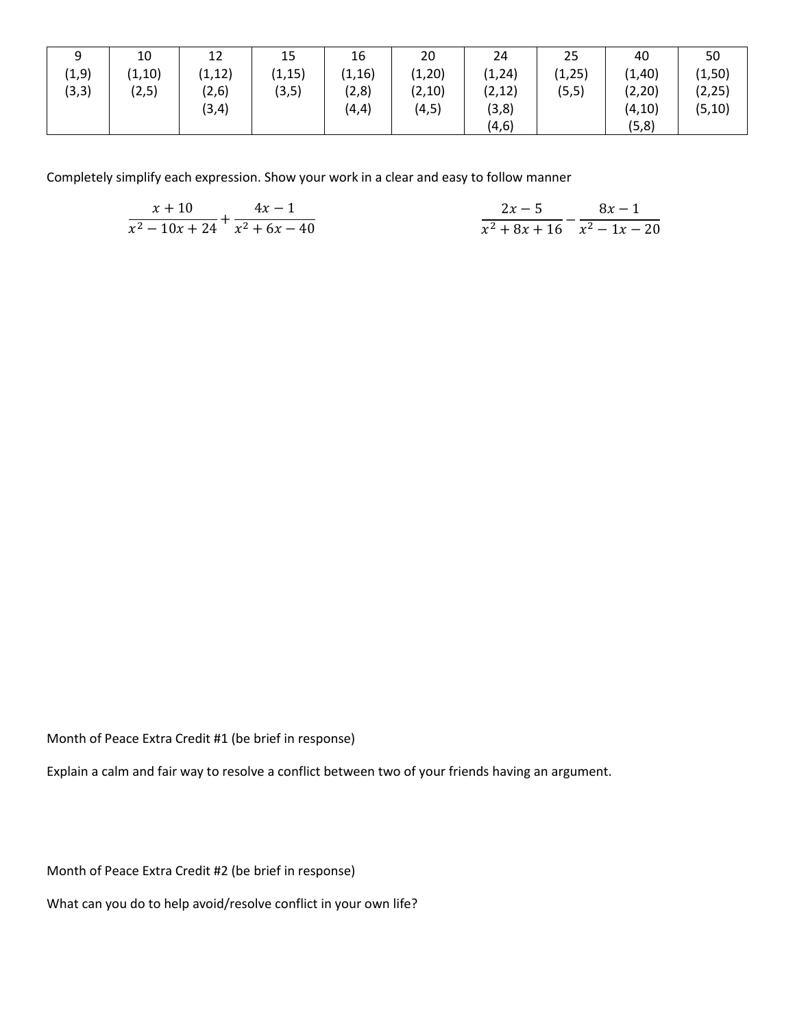| 9 | 10 | 12 | 15 | 16 | 20 | 24 | 25 | 40 | 50 |
|---|---|---|---|---|---|---|---|---|---|
| (1,9) | (1,10) | (1,12) | (1,15) | (1,16) | (1,20) | (1,24) | (1,25) | (1,40) | (1,50) |
| (3,3) | (2,5) | (2,6) | (3,5) | (2,8) | (2,10) | (2,12) | (5,5) | (2,20) | (2,25) |
| | | (3,4) | | (4,4) | (4,5) | (3,8) | | (4,10) | (5,10) |
| | | | | | | (4,6) | | (5,8) | |

Completely simplify each expression. Show your work in a clear and easy to follow manner

$$\frac{x+10}{x^2-10x+24}+\frac{4x-1}{x^2+6x-40}$$

$$\frac{2x-5}{x^2+8x+16}-\frac{8x-1}{x^2-1x-20}$$

Month of Peace Extra Credit #1 (be brief in response)

Explain a calm and fair way to resolve a conflict between two of your friends having an argument.

Month of Peace Extra Credit #2 (be brief in response)

What can you do to help avoid/resolve conflict in your own life?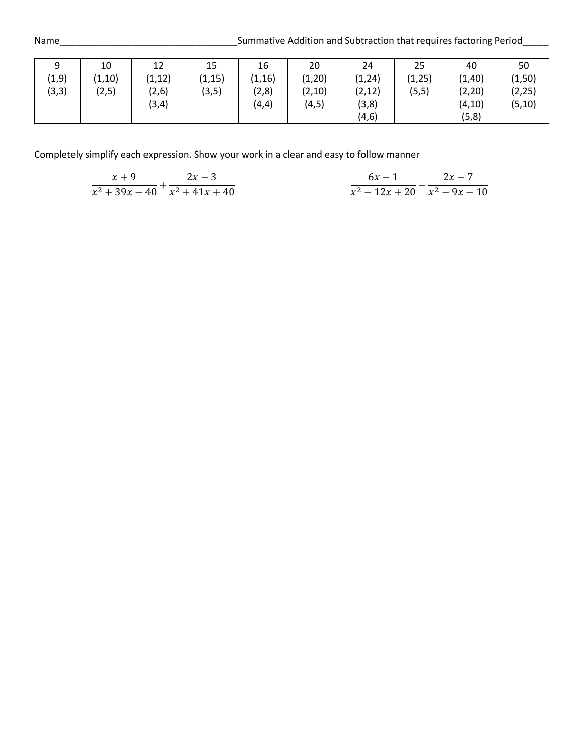Name___________________________________Summative Addition and Subtraction that requires factoring Period_____

| 9 | 10 | 12 | 15 | 16 | 20 | 24 | 25 | 40 | 50 |
|---|---|---|---|---|---|---|---|---|---|
| (1,9) | (1,10) | (1,12) | (1,15) | (1,16) | (1,20) | (1,24) | (1,25) | (1,40) | (1,50) |
| (3,3) | (2,5) | (2,6) | (3,5) | (2,8) | (2,10) | (2,12) | (5,5) | (2,20) | (2,25) |
| | | (3,4) | | (4,4) | (4,5) | (3,8) | | (4,10) | (5,10) |
| | | | | | | (4,6) | | (5,8) | |

Completely simplify each expression. Show your work in a clear and easy to follow manner

$$\frac{x+9}{x^2+39x-40}+\frac{2x-3}{x^2+41x+40}$$

$$\frac{6x-1}{x^2-12x+20}-\frac{2x-7}{x^2-9x-10}$$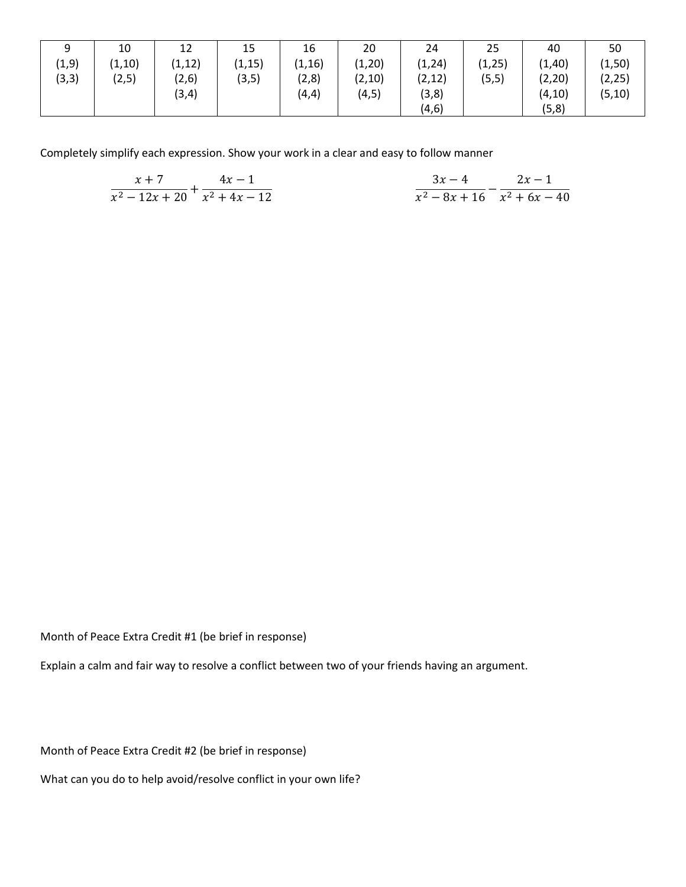| 9 | 10 | 12 | 15 | 16 | 20 | 24 | 25 | 40 | 50 |
|---|---|---|---|---|---|---|---|---|---|
| (1,9) | (1,10) | (1,12) | (1,15) | (1,16) | (1,20) | (1,24) | (1,25) | (1,40) | (1,50) |
| (3,3) | (2,5) | (2,6) | (3,5) | (2,8) | (2,10) | (2,12) | (5,5) | (2,20) | (2,25) |
| | | (3,4) | | (4,4) | (4,5) | (3,8) | | (4,10) | (5,10) |
| | | | | | | (4,6) | | (5,8) | |

Completely simplify each expression. Show your work in a clear and easy to follow manner

$$\frac{x+7}{x^2-12x+20}+\frac{4x-1}{x^2+4x-12}$$

$$\frac{3x-4}{x^2-8x+16}-\frac{2x-1}{x^2+6x-40}$$

Month of Peace Extra Credit #1 (be brief in response)

Explain a calm and fair way to resolve a conflict between two of your friends having an argument.

Month of Peace Extra Credit #2 (be brief in response)

What can you do to help avoid/resolve conflict in your own life?